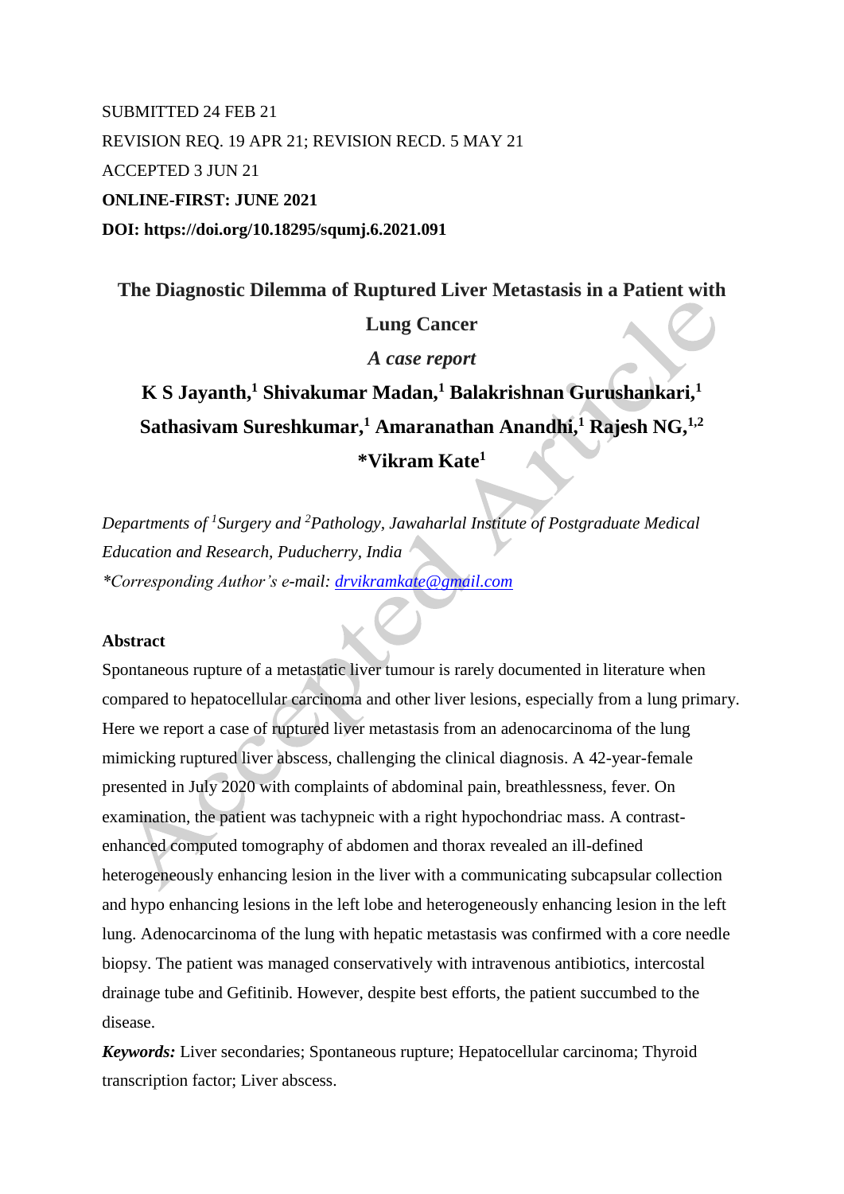SUBMITTED 24 FEB 21

REVISION REQ. 19 APR 21; REVISION RECD. 5 MAY 21

ACCEPTED 3 JUN 21

**ONLINE-FIRST: JUNE 2021**

**DOI: https://doi.org/10.18295/squmj.6.2021.091**

# The Diagnostic Dilemma of Ruptured Liver Metastasis in a Patient with Lung Cancer

***A case report***

**K S Jayanth,[1] Shivakumar Madan,[1] Balakrishnan Gurushankari,[1] Sathasivam Sureshkumar,[1] Amaranathan Anandhi,[1] Rajesh NG,[1,2] *Vikram Kate[1]**

*Departments of [1]Surgery and [2]Pathology, Jawaharlal Institute of Postgraduate Medical Education and Research, Puducherry, India*

**Corresponding Author's e-mail: drvikramkate@gmail.com*

## Abstract

Spontaneous rupture of a metastatic liver tumour is rarely documented in literature when compared to hepatocellular carcinoma and other liver lesions, especially from a lung primary. Here we report a case of ruptured liver metastasis from an adenocarcinoma of the lung mimicking ruptured liver abscess, challenging the clinical diagnosis. A 42-year-female presented in July 2020 with complaints of abdominal pain, breathlessness, fever. On examination, the patient was tachypneic with a right hypochondriac mass. A contrast-enhanced computed tomography of abdomen and thorax revealed an ill-defined heterogeneously enhancing lesion in the liver with a communicating subcapsular collection and hypo enhancing lesions in the left lobe and heterogeneously enhancing lesion in the left lung. Adenocarcinoma of the lung with hepatic metastasis was confirmed with a core needle biopsy. The patient was managed conservatively with intravenous antibiotics, intercostal drainage tube and Gefitinib. However, despite best efforts, the patient succumbed to the disease.

***Keywords:*** Liver secondaries; Spontaneous rupture; Hepatocellular carcinoma; Thyroid transcription factor; Liver abscess.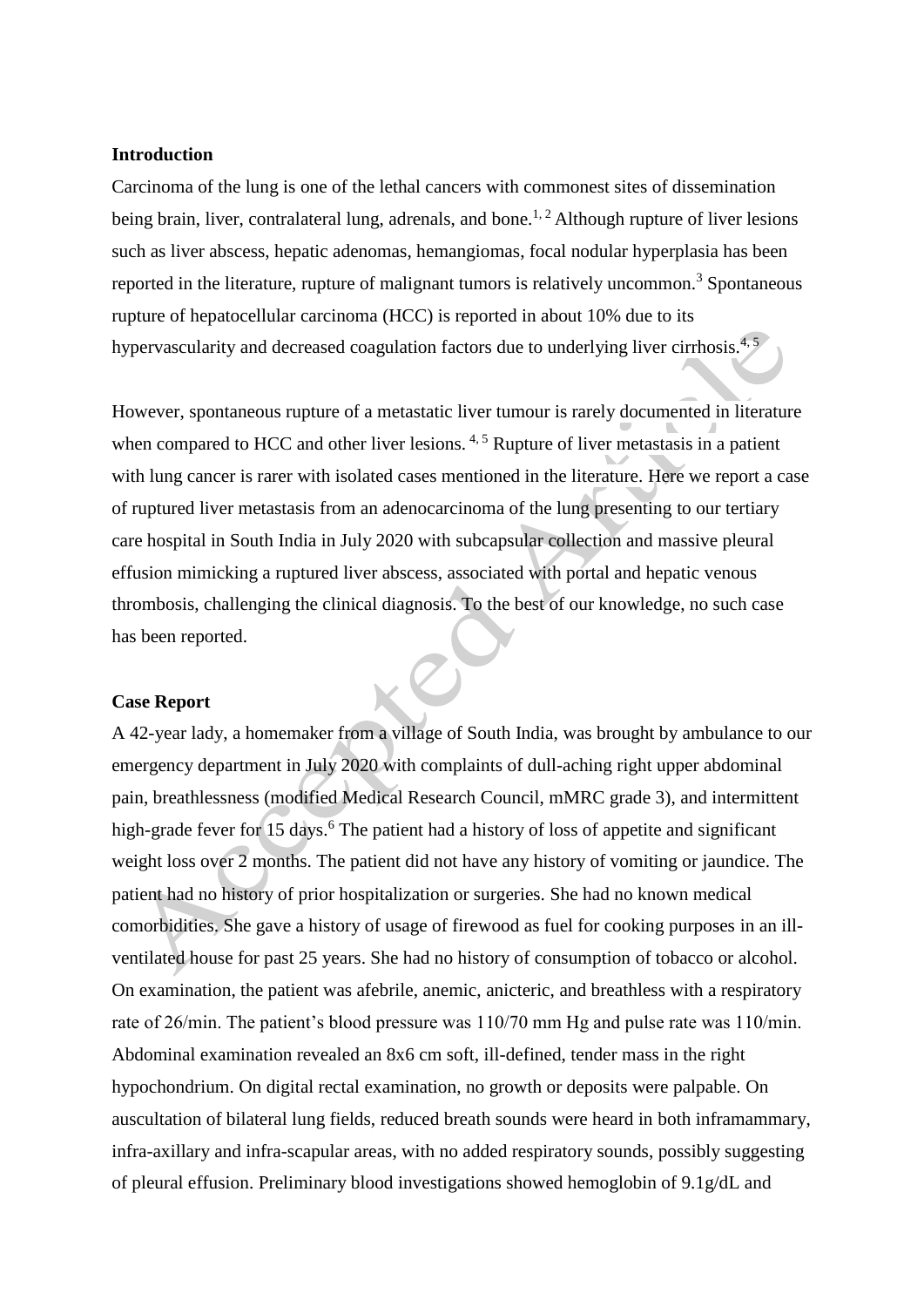## Introduction

Carcinoma of the lung is one of the lethal cancers with commonest sites of dissemination being brain, liver, contralateral lung, adrenals, and bone.[1, 2] Although rupture of liver lesions such as liver abscess, hepatic adenomas, hemangiomas, focal nodular hyperplasia has been reported in the literature, rupture of malignant tumors is relatively uncommon.[3] Spontaneous rupture of hepatocellular carcinoma (HCC) is reported in about 10% due to its hypervascularity and decreased coagulation factors due to underlying liver cirrhosis.[4, 5]

However, spontaneous rupture of a metastatic liver tumour is rarely documented in literature when compared to HCC and other liver lesions.[4, 5] Rupture of liver metastasis in a patient with lung cancer is rarer with isolated cases mentioned in the literature. Here we report a case of ruptured liver metastasis from an adenocarcinoma of the lung presenting to our tertiary care hospital in South India in July 2020 with subcapsular collection and massive pleural effusion mimicking a ruptured liver abscess, associated with portal and hepatic venous thrombosis, challenging the clinical diagnosis. To the best of our knowledge, no such case has been reported.

## Case Report

A 42-year lady, a homemaker from a village of South India, was brought by ambulance to our emergency department in July 2020 with complaints of dull-aching right upper abdominal pain, breathlessness (modified Medical Research Council, mMRC grade 3), and intermittent high-grade fever for 15 days.[6] The patient had a history of loss of appetite and significant weight loss over 2 months. The patient did not have any history of vomiting or jaundice. The patient had no history of prior hospitalization or surgeries. She had no known medical comorbidities. She gave a history of usage of firewood as fuel for cooking purposes in an ill-ventilated house for past 25 years. She had no history of consumption of tobacco or alcohol. On examination, the patient was afebrile, anemic, anicteric, and breathless with a respiratory rate of 26/min. The patient's blood pressure was 110/70 mm Hg and pulse rate was 110/min. Abdominal examination revealed an 8x6 cm soft, ill-defined, tender mass in the right hypochondrium. On digital rectal examination, no growth or deposits were palpable. On auscultation of bilateral lung fields, reduced breath sounds were heard in both inframammary, infra-axillary and infra-scapular areas, with no added respiratory sounds, possibly suggesting of pleural effusion. Preliminary blood investigations showed hemoglobin of 9.1g/dL and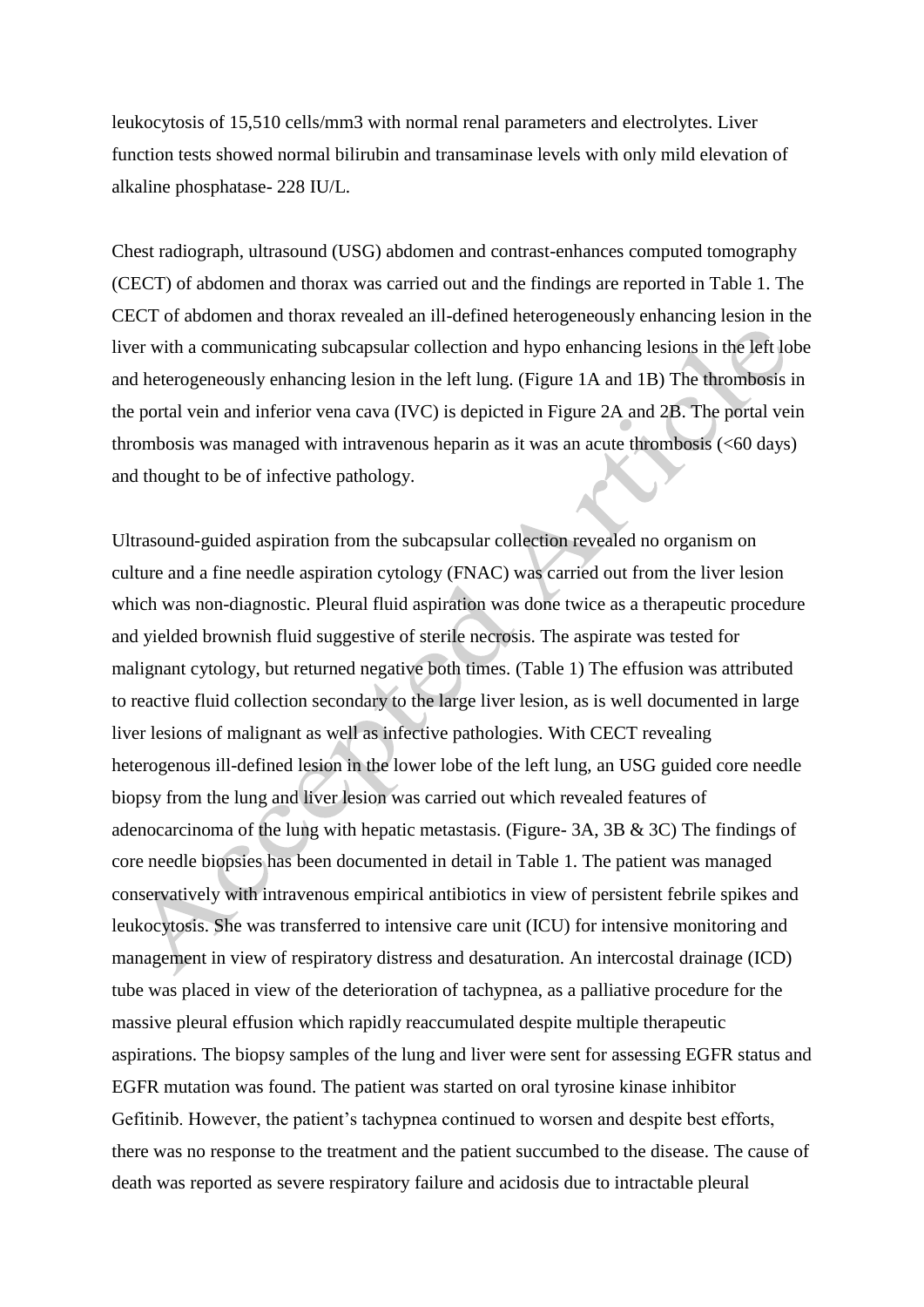leukocytosis of 15,510 cells/mm3 with normal renal parameters and electrolytes. Liver function tests showed normal bilirubin and transaminase levels with only mild elevation of alkaline phosphatase- 228 IU/L.

Chest radiograph, ultrasound (USG) abdomen and contrast-enhances computed tomography (CECT) of abdomen and thorax was carried out and the findings are reported in Table 1. The CECT of abdomen and thorax revealed an ill-defined heterogeneously enhancing lesion in the liver with a communicating subcapsular collection and hypo enhancing lesions in the left lobe and heterogeneously enhancing lesion in the left lung. (Figure 1A and 1B) The thrombosis in the portal vein and inferior vena cava (IVC) is depicted in Figure 2A and 2B. The portal vein thrombosis was managed with intravenous heparin as it was an acute thrombosis (<60 days) and thought to be of infective pathology.

Ultrasound-guided aspiration from the subcapsular collection revealed no organism on culture and a fine needle aspiration cytology (FNAC) was carried out from the liver lesion which was non-diagnostic. Pleural fluid aspiration was done twice as a therapeutic procedure and yielded brownish fluid suggestive of sterile necrosis. The aspirate was tested for malignant cytology, but returned negative both times. (Table 1) The effusion was attributed to reactive fluid collection secondary to the large liver lesion, as is well documented in large liver lesions of malignant as well as infective pathologies. With CECT revealing heterogenous ill-defined lesion in the lower lobe of the left lung, an USG guided core needle biopsy from the lung and liver lesion was carried out which revealed features of adenocarcinoma of the lung with hepatic metastasis. (Figure- 3A, 3B & 3C) The findings of core needle biopsies has been documented in detail in Table 1. The patient was managed conservatively with intravenous empirical antibiotics in view of persistent febrile spikes and leukocytosis. She was transferred to intensive care unit (ICU) for intensive monitoring and management in view of respiratory distress and desaturation. An intercostal drainage (ICD) tube was placed in view of the deterioration of tachypnea, as a palliative procedure for the massive pleural effusion which rapidly reaccumulated despite multiple therapeutic aspirations. The biopsy samples of the lung and liver were sent for assessing EGFR status and EGFR mutation was found. The patient was started on oral tyrosine kinase inhibitor Gefitinib. However, the patient's tachypnea continued to worsen and despite best efforts, there was no response to the treatment and the patient succumbed to the disease. The cause of death was reported as severe respiratory failure and acidosis due to intractable pleural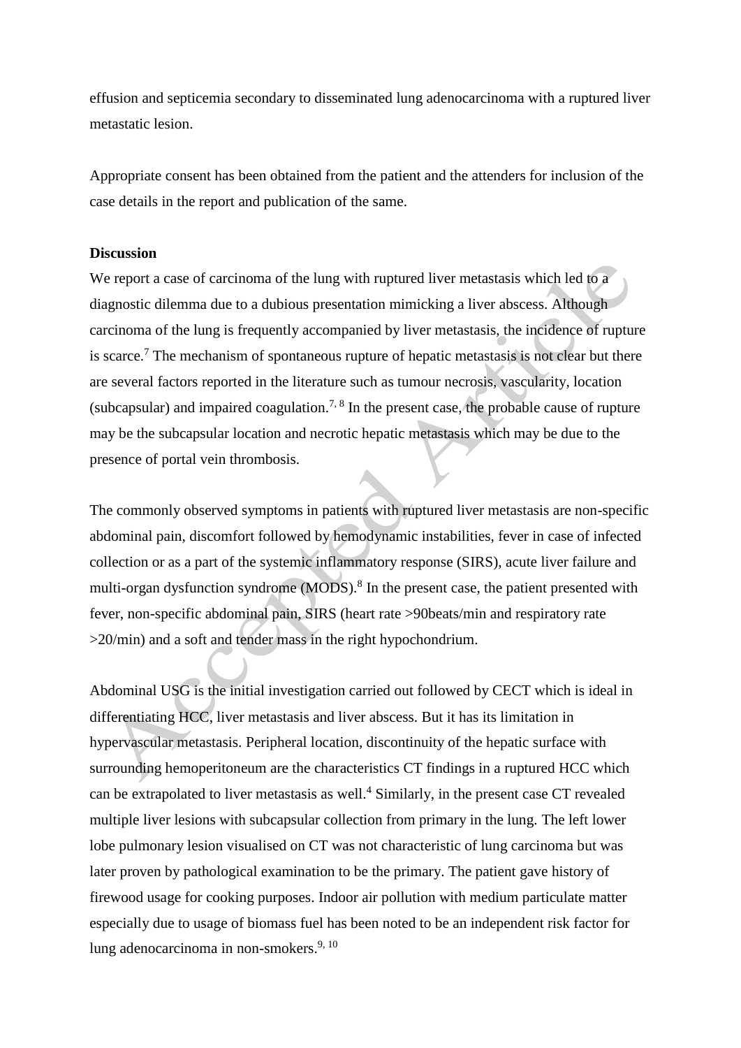effusion and septicemia secondary to disseminated lung adenocarcinoma with a ruptured liver metastatic lesion.

Appropriate consent has been obtained from the patient and the attenders for inclusion of the case details in the report and publication of the same.

**Discussion**

We report a case of carcinoma of the lung with ruptured liver metastasis which led to a diagnostic dilemma due to a dubious presentation mimicking a liver abscess. Although carcinoma of the lung is frequently accompanied by liver metastasis, the incidence of rupture is scarce.[7] The mechanism of spontaneous rupture of hepatic metastasis is not clear but there are several factors reported in the literature such as tumour necrosis, vascularity, location (subcapsular) and impaired coagulation.[7, 8] In the present case, the probable cause of rupture may be the subcapsular location and necrotic hepatic metastasis which may be due to the presence of portal vein thrombosis.

The commonly observed symptoms in patients with ruptured liver metastasis are non-specific abdominal pain, discomfort followed by hemodynamic instabilities, fever in case of infected collection or as a part of the systemic inflammatory response (SIRS), acute liver failure and multi-organ dysfunction syndrome (MODS).[8] In the present case, the patient presented with fever, non-specific abdominal pain, SIRS (heart rate >90beats/min and respiratory rate >20/min) and a soft and tender mass in the right hypochondrium.

Abdominal USG is the initial investigation carried out followed by CECT which is ideal in differentiating HCC, liver metastasis and liver abscess. But it has its limitation in hypervascular metastasis. Peripheral location, discontinuity of the hepatic surface with surrounding hemoperitoneum are the characteristics CT findings in a ruptured HCC which can be extrapolated to liver metastasis as well.[4] Similarly, in the present case CT revealed multiple liver lesions with subcapsular collection from primary in the lung. The left lower lobe pulmonary lesion visualised on CT was not characteristic of lung carcinoma but was later proven by pathological examination to be the primary. The patient gave history of firewood usage for cooking purposes. Indoor air pollution with medium particulate matter especially due to usage of biomass fuel has been noted to be an independent risk factor for lung adenocarcinoma in non-smokers.[9, 10]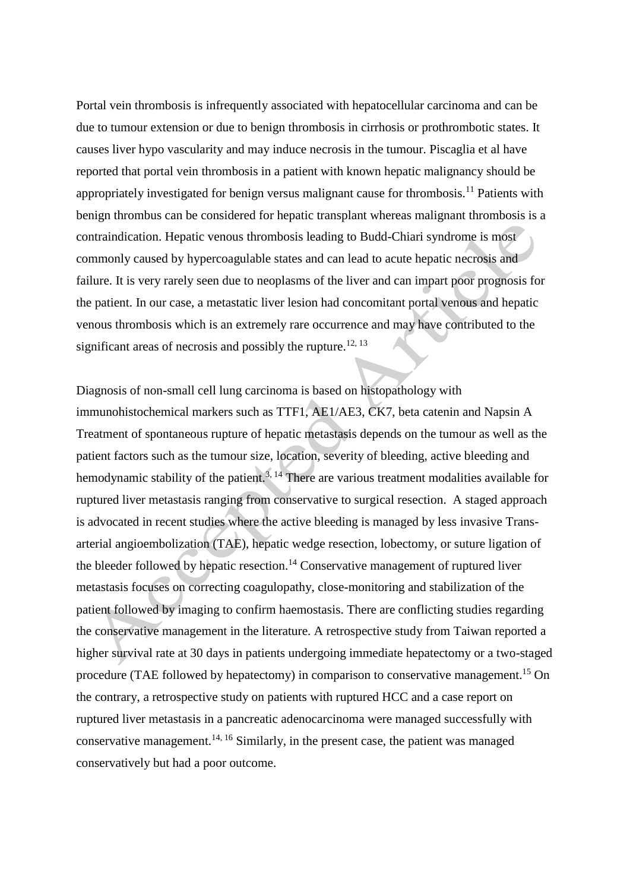Portal vein thrombosis is infrequently associated with hepatocellular carcinoma and can be due to tumour extension or due to benign thrombosis in cirrhosis or prothrombotic states. It causes liver hypo vascularity and may induce necrosis in the tumour. Piscaglia et al have reported that portal vein thrombosis in a patient with known hepatic malignancy should be appropriately investigated for benign versus malignant cause for thrombosis.[11] Patients with benign thrombus can be considered for hepatic transplant whereas malignant thrombosis is a contraindication. Hepatic venous thrombosis leading to Budd-Chiari syndrome is most commonly caused by hypercoagulable states and can lead to acute hepatic necrosis and failure. It is very rarely seen due to neoplasms of the liver and can impart poor prognosis for the patient. In our case, a metastatic liver lesion had concomitant portal venous and hepatic venous thrombosis which is an extremely rare occurrence and may have contributed to the significant areas of necrosis and possibly the rupture.[12, 13]

Diagnosis of non-small cell lung carcinoma is based on histopathology with immunohistochemical markers such as TTF1, AE1/AE3, CK7, beta catenin and Napsin A Treatment of spontaneous rupture of hepatic metastasis depends on the tumour as well as the patient factors such as the tumour size, location, severity of bleeding, active bleeding and hemodynamic stability of the patient.[3, 14] There are various treatment modalities available for ruptured liver metastasis ranging from conservative to surgical resection. A staged approach is advocated in recent studies where the active bleeding is managed by less invasive Trans-arterial angioembolization (TAE), hepatic wedge resection, lobectomy, or suture ligation of the bleeder followed by hepatic resection.[14] Conservative management of ruptured liver metastasis focuses on correcting coagulopathy, close-monitoring and stabilization of the patient followed by imaging to confirm haemostasis. There are conflicting studies regarding the conservative management in the literature. A retrospective study from Taiwan reported a higher survival rate at 30 days in patients undergoing immediate hepatectomy or a two-staged procedure (TAE followed by hepatectomy) in comparison to conservative management.[15] On the contrary, a retrospective study on patients with ruptured HCC and a case report on ruptured liver metastasis in a pancreatic adenocarcinoma were managed successfully with conservative management.[14, 16] Similarly, in the present case, the patient was managed conservatively but had a poor outcome.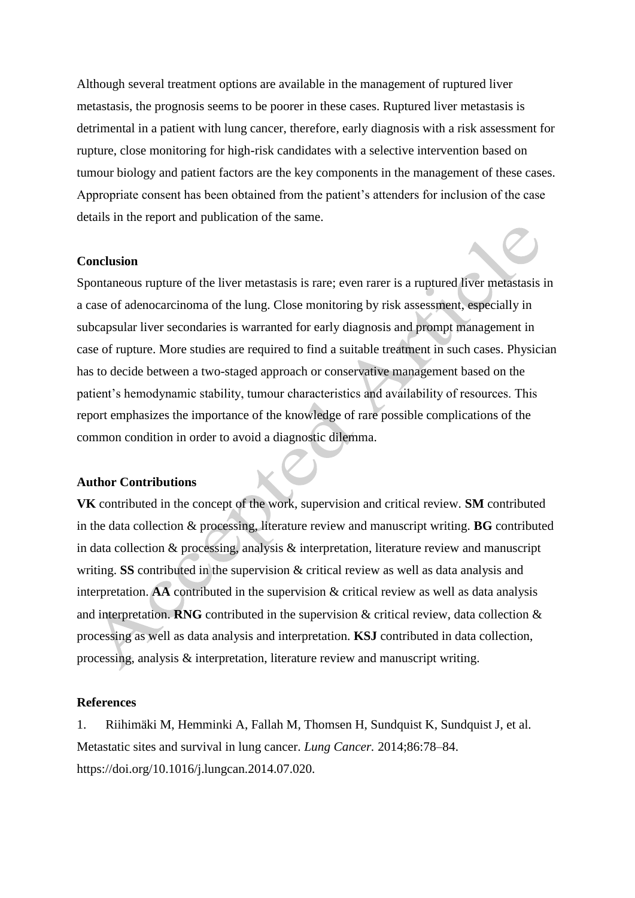Although several treatment options are available in the management of ruptured liver metastasis, the prognosis seems to be poorer in these cases. Ruptured liver metastasis is detrimental in a patient with lung cancer, therefore, early diagnosis with a risk assessment for rupture, close monitoring for high-risk candidates with a selective intervention based on tumour biology and patient factors are the key components in the management of these cases. Appropriate consent has been obtained from the patient's attenders for inclusion of the case details in the report and publication of the same.

## Conclusion

Spontaneous rupture of the liver metastasis is rare; even rarer is a ruptured liver metastasis in a case of adenocarcinoma of the lung. Close monitoring by risk assessment, especially in subcapsular liver secondaries is warranted for early diagnosis and prompt management in case of rupture. More studies are required to find a suitable treatment in such cases. Physician has to decide between a two-staged approach or conservative management based on the patient's hemodynamic stability, tumour characteristics and availability of resources. This report emphasizes the importance of the knowledge of rare possible complications of the common condition in order to avoid a diagnostic dilemma.

## Author Contributions

**VK** contributed in the concept of the work, supervision and critical review. **SM** contributed in the data collection & processing, literature review and manuscript writing. **BG** contributed in data collection & processing, analysis & interpretation, literature review and manuscript writing. **SS** contributed in the supervision & critical review as well as data analysis and interpretation. **AA** contributed in the supervision & critical review as well as data analysis and interpretation. **RNG** contributed in the supervision & critical review, data collection & processing as well as data analysis and interpretation. **KSJ** contributed in data collection, processing, analysis & interpretation, literature review and manuscript writing.

## References

1. Riihimäki M, Hemminki A, Fallah M, Thomsen H, Sundquist K, Sundquist J, et al. Metastatic sites and survival in lung cancer. *Lung Cancer.* 2014;86:78–84. https://doi.org/10.1016/j.lungcan.2014.07.020.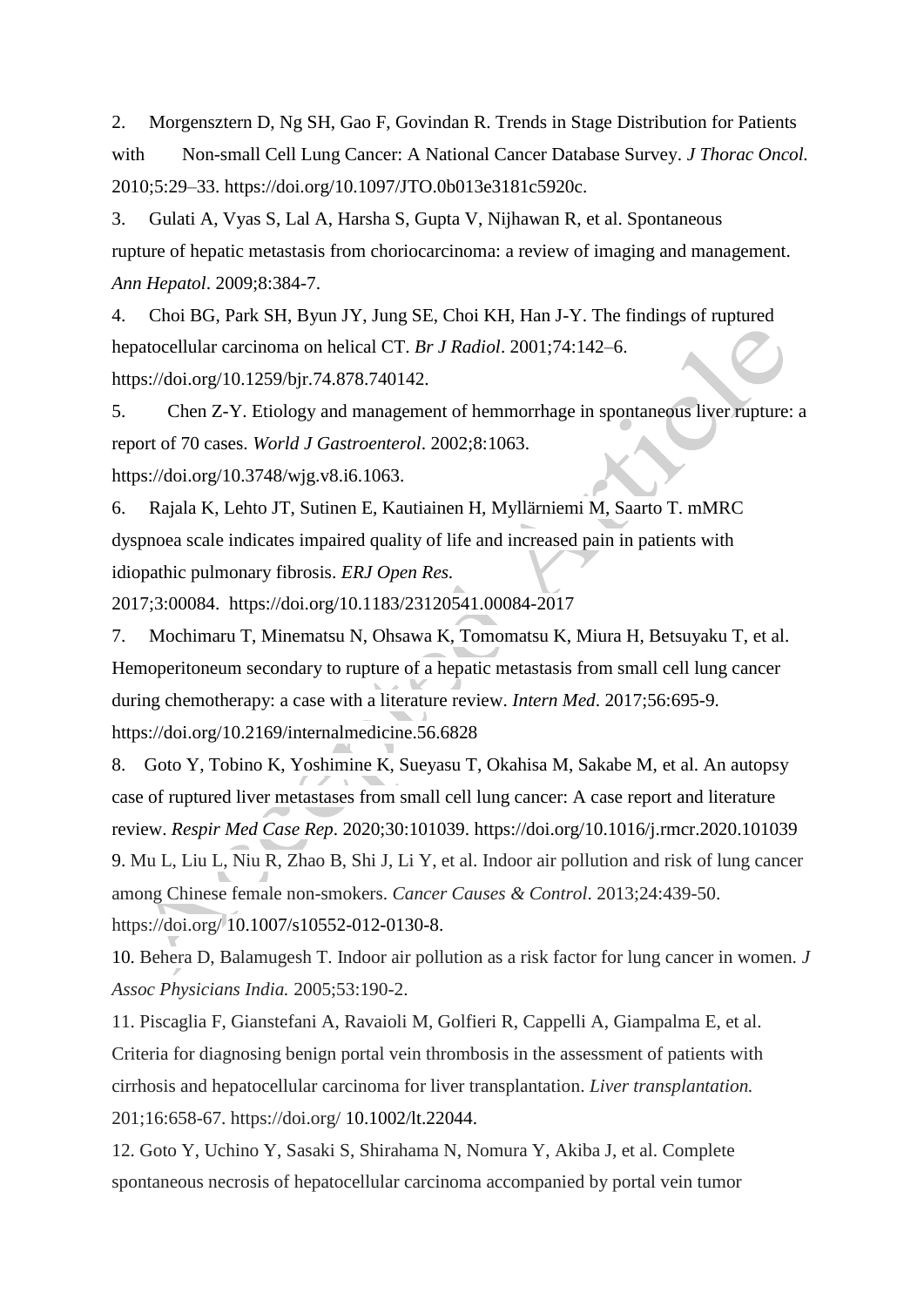2. Morgensztern D, Ng SH, Gao F, Govindan R. Trends in Stage Distribution for Patients with Non-small Cell Lung Cancer: A National Cancer Database Survey. *J Thorac Oncol.* 2010;5:29–33. https://doi.org/10.1097/JTO.0b013e3181c5920c.

3. Gulati A, Vyas S, Lal A, Harsha S, Gupta V, Nijhawan R, et al. Spontaneous rupture of hepatic metastasis from choriocarcinoma: a review of imaging and management. *Ann Hepatol*. 2009;8:384-7.

4. Choi BG, Park SH, Byun JY, Jung SE, Choi KH, Han J-Y. The findings of ruptured hepatocellular carcinoma on helical CT. *Br J Radiol*. 2001;74:142–6. https://doi.org/10.1259/bjr.74.878.740142.

5. Chen Z-Y. Etiology and management of hemmorrhage in spontaneous liver rupture: a report of 70 cases. *World J Gastroenterol*. 2002;8:1063. https://doi.org/10.3748/wjg.v8.i6.1063.

6. Rajala K, Lehto JT, Sutinen E, Kautiainen H, Myllärniemi M, Saarto T. mMRC dyspnoea scale indicates impaired quality of life and increased pain in patients with idiopathic pulmonary fibrosis. *ERJ Open Res.* 2017;3:00084. https://doi.org/10.1183/23120541.00084-2017

7. Mochimaru T, Minematsu N, Ohsawa K, Tomomatsu K, Miura H, Betsuyaku T, et al. Hemoperitoneum secondary to rupture of a hepatic metastasis from small cell lung cancer during chemotherapy: a case with a literature review. *Intern Med*. 2017;56:695-9. https://doi.org/10.2169/internalmedicine.56.6828

8. Goto Y, Tobino K, Yoshimine K, Sueyasu T, Okahisa M, Sakabe M, et al. An autopsy case of ruptured liver metastases from small cell lung cancer: A case report and literature review. *Respir Med Case Rep*. 2020;30:101039. https://doi.org/10.1016/j.rmcr.2020.101039

9. Mu L, Liu L, Niu R, Zhao B, Shi J, Li Y, et al. Indoor air pollution and risk of lung cancer among Chinese female non-smokers. *Cancer Causes & Control*. 2013;24:439-50. https://doi.org/ 10.1007/s10552-012-0130-8.

10. Behera D, Balamugesh T. Indoor air pollution as a risk factor for lung cancer in women. *J Assoc Physicians India.* 2005;53:190-2.

11. Piscaglia F, Gianstefani A, Ravaioli M, Golfieri R, Cappelli A, Giampalma E, et al. Criteria for diagnosing benign portal vein thrombosis in the assessment of patients with cirrhosis and hepatocellular carcinoma for liver transplantation. *Liver transplantation.* 201;16:658-67. https://doi.org/ 10.1002/lt.22044.

12. Goto Y, Uchino Y, Sasaki S, Shirahama N, Nomura Y, Akiba J, et al. Complete spontaneous necrosis of hepatocellular carcinoma accompanied by portal vein tumor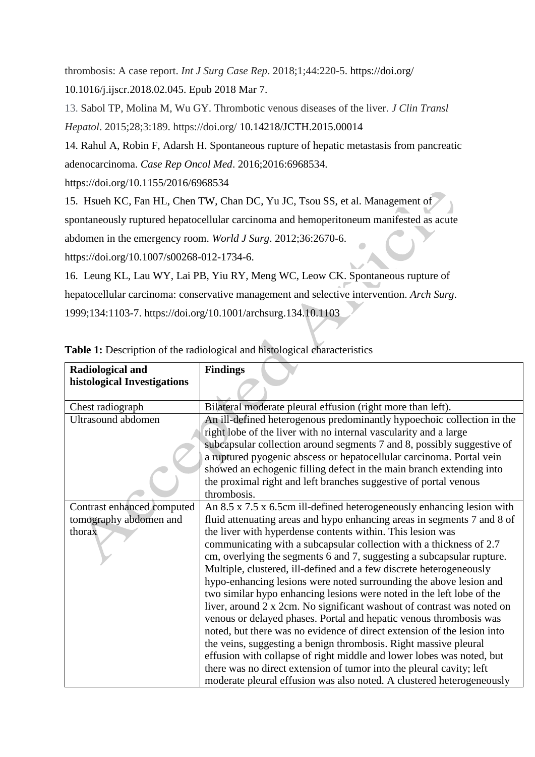thrombosis: A case report. *Int J Surg Case Rep*. 2018;1;44:220-5. https://doi.org/ 10.1016/j.ijscr.2018.02.045. Epub 2018 Mar 7.

13. Sabol TP, Molina M, Wu GY. Thrombotic venous diseases of the liver. *J Clin Transl Hepatol*. 2015;28;3:189. https://doi.org/ 10.14218/JCTH.2015.00014

14. Rahul A, Robin F, Adarsh H. Spontaneous rupture of hepatic metastasis from pancreatic adenocarcinoma. *Case Rep Oncol Med*. 2016;2016:6968534. https://doi.org/10.1155/2016/6968534

15. Hsueh KC, Fan HL, Chen TW, Chan DC, Yu JC, Tsou SS, et al. Management of spontaneously ruptured hepatocellular carcinoma and hemoperitoneum manifested as acute abdomen in the emergency room. *World J Surg*. 2012;36:2670-6. https://doi.org/10.1007/s00268-012-1734-6.

16. Leung KL, Lau WY, Lai PB, Yiu RY, Meng WC, Leow CK. Spontaneous rupture of hepatocellular carcinoma: conservative management and selective intervention. *Arch Surg*. 1999;134:1103-7. https://doi.org/10.1001/archsurg.134.10.1103

**Table 1:** Description of the radiological and histological characteristics

| **Radiological and histological Investigations** | **Findings** |
|---|---|
| Chest radiograph | Bilateral moderate pleural effusion (right more than left). |
| Ultrasound abdomen | An ill-defined heterogenous predominantly hypoechoic collection in the right lobe of the liver with no internal vascularity and a large subcapsular collection around segments 7 and 8, possibly suggestive of a ruptured pyogenic abscess or hepatocellular carcinoma. Portal vein showed an echogenic filling defect in the main branch extending into the proximal right and left branches suggestive of portal venous thrombosis. |
| Contrast enhanced computed tomography abdomen and thorax | An 8.5 x 7.5 x 6.5cm ill-defined heterogeneously enhancing lesion with fluid attenuating areas and hypo enhancing areas in segments 7 and 8 of the liver with hyperdense contents within. This lesion was communicating with a subcapsular collection with a thickness of 2.7 cm, overlying the segments 6 and 7, suggesting a subcapsular rupture. Multiple, clustered, ill-defined and a few discrete heterogeneously hypo-enhancing lesions were noted surrounding the above lesion and two similar hypo enhancing lesions were noted in the left lobe of the liver, around 2 x 2cm. No significant washout of contrast was noted on venous or delayed phases. Portal and hepatic venous thrombosis was noted, but there was no evidence of direct extension of the lesion into the veins, suggesting a benign thrombosis. Right massive pleural effusion with collapse of right middle and lower lobes was noted, but there was no direct extension of tumor into the pleural cavity; left moderate pleural effusion was also noted. A clustered heterogeneously |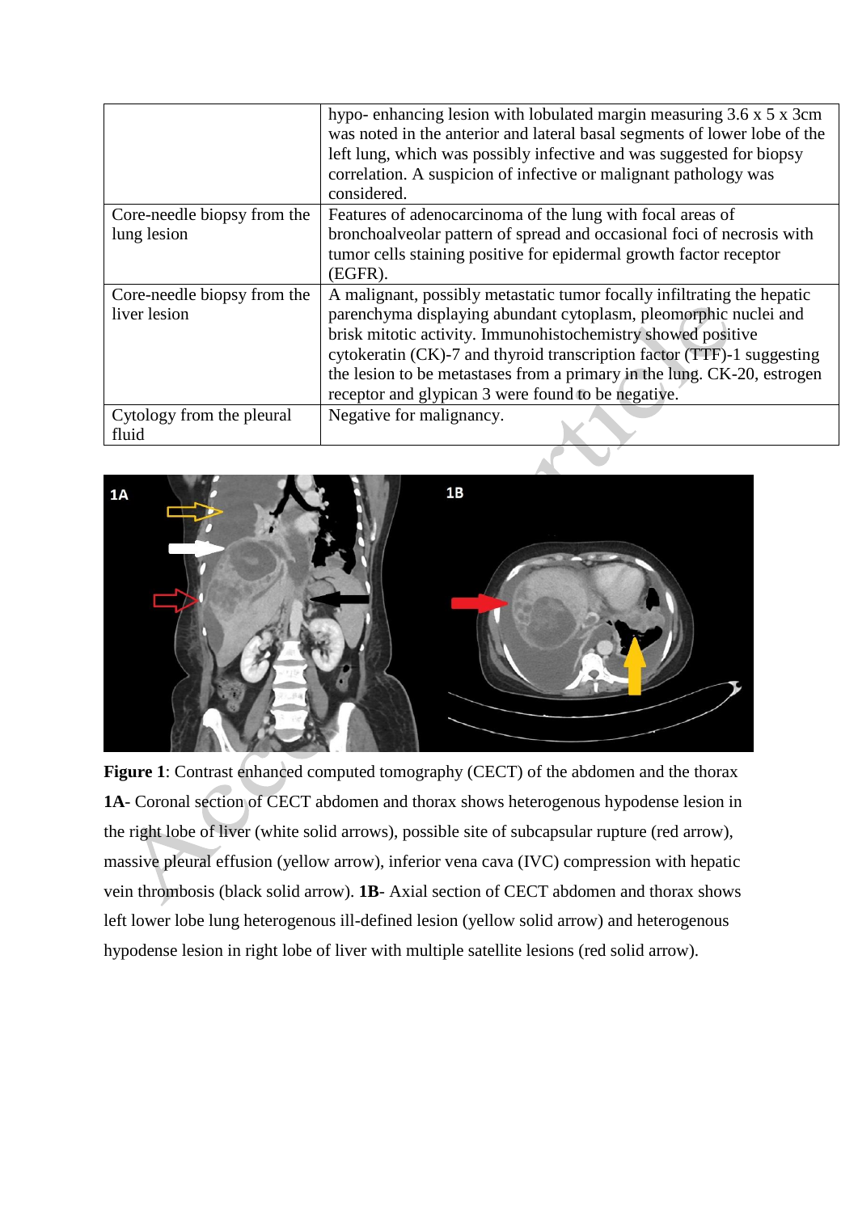| | |
|---|---|
| | hypo- enhancing lesion with lobulated margin measuring 3.6 x 5 x 3cm was noted in the anterior and lateral basal segments of lower lobe of the left lung, which was possibly infective and was suggested for biopsy correlation. A suspicion of infective or malignant pathology was considered. |
| Core-needle biopsy from the lung lesion | Features of adenocarcinoma of the lung with focal areas of bronchoalveolar pattern of spread and occasional foci of necrosis with tumor cells staining positive for epidermal growth factor receptor (EGFR). |
| Core-needle biopsy from the liver lesion | A malignant, possibly metastatic tumor focally infiltrating the hepatic parenchyma displaying abundant cytoplasm, pleomorphic nuclei and brisk mitotic activity. Immunohistochemistry showed positive cytokeratin (CK)-7 and thyroid transcription factor (TTF)-1 suggesting the lesion to be metastases from a primary in the lung. CK-20, estrogen receptor and glypican 3 were found to be negative. |
| Cytology from the pleural fluid | Negative for malignancy. |

**Figure 1**: Contrast enhanced computed tomography (CECT) of the abdomen and the thorax **1A**- Coronal section of CECT abdomen and thorax shows heterogenous hypodense lesion in the right lobe of liver (white solid arrows), possible site of subcapsular rupture (red arrow), massive pleural effusion (yellow arrow), inferior vena cava (IVC) compression with hepatic vein thrombosis (black solid arrow). **1B**- Axial section of CECT abdomen and thorax shows left lower lobe lung heterogenous ill-defined lesion (yellow solid arrow) and heterogenous hypodense lesion in right lobe of liver with multiple satellite lesions (red solid arrow).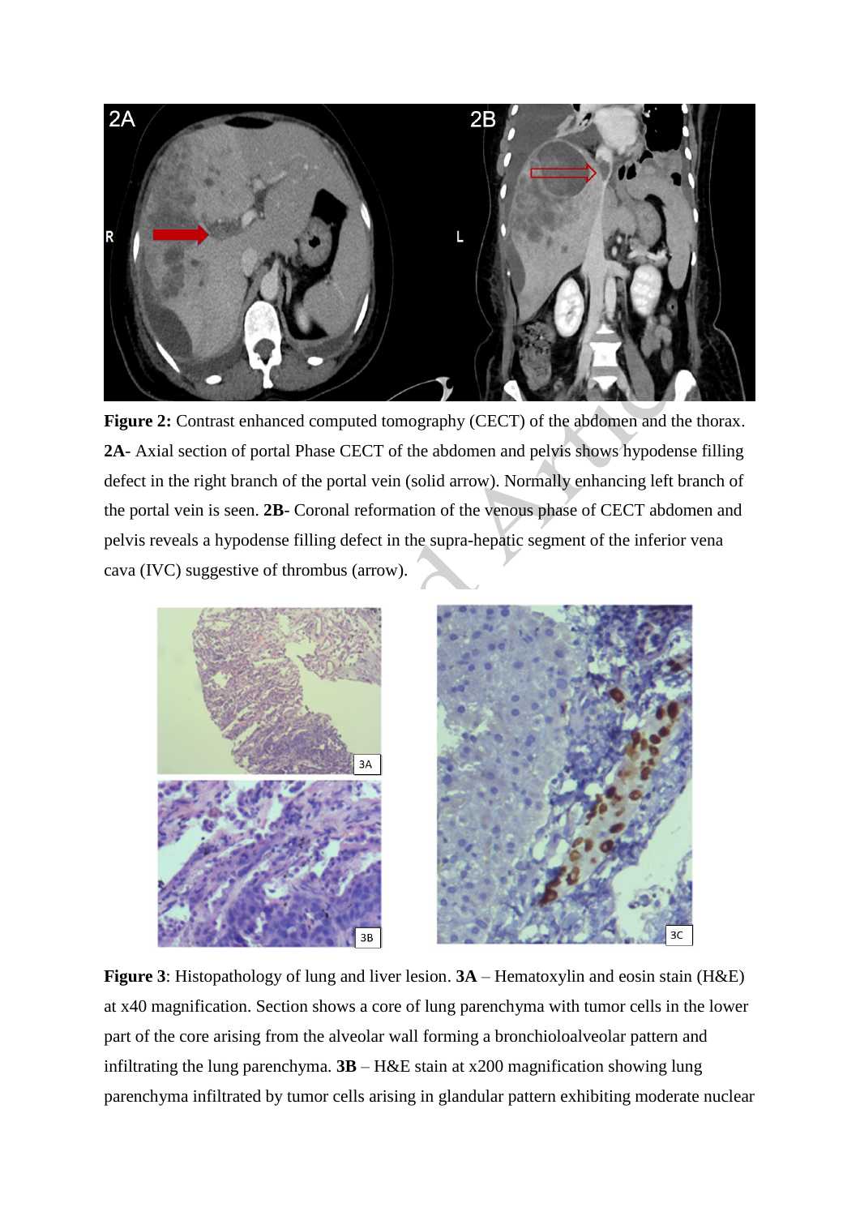**Figure 2:** Contrast enhanced computed tomography (CECT) of the abdomen and the thorax. **2A**- Axial section of portal Phase CECT of the abdomen and pelvis shows hypodense filling defect in the right branch of the portal vein (solid arrow). Normally enhancing left branch of the portal vein is seen. **2B**- Coronal reformation of the venous phase of CECT abdomen and pelvis reveals a hypodense filling defect in the supra-hepatic segment of the inferior vena cava (IVC) suggestive of thrombus (arrow).

**Figure 3**: Histopathology of lung and liver lesion. **3A** – Hematoxylin and eosin stain (H&E) at x40 magnification. Section shows a core of lung parenchyma with tumor cells in the lower part of the core arising from the alveolar wall forming a bronchioloalveolar pattern and infiltrating the lung parenchyma. **3B** – H&E stain at x200 magnification showing lung parenchyma infiltrated by tumor cells arising in glandular pattern exhibiting moderate nuclear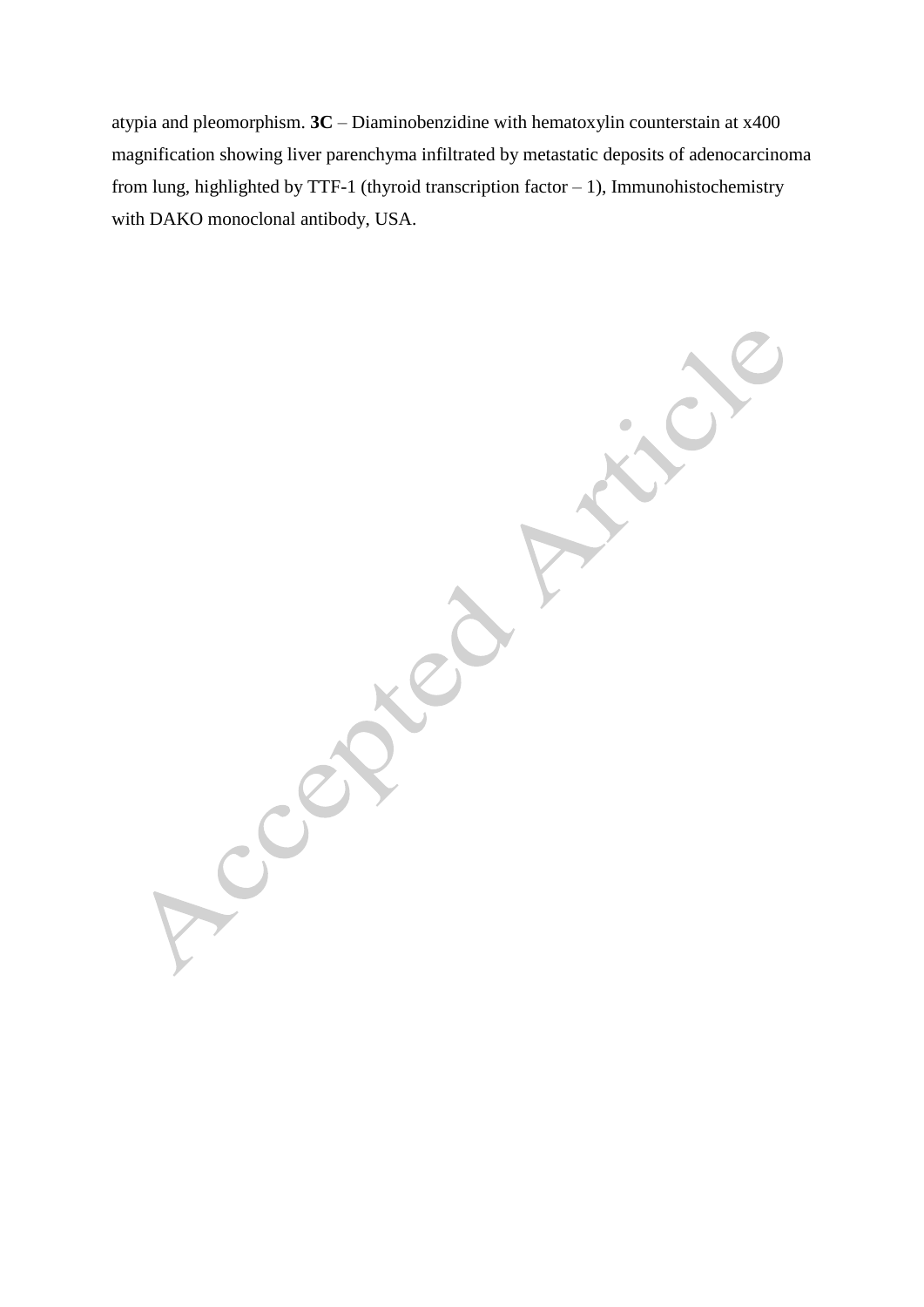atypia and pleomorphism. **3C** – Diaminobenzidine with hematoxylin counterstain at x400 magnification showing liver parenchyma infiltrated by metastatic deposits of adenocarcinoma from lung, highlighted by TTF-1 (thyroid transcription factor – 1), Immunohistochemistry with DAKO monoclonal antibody, USA.